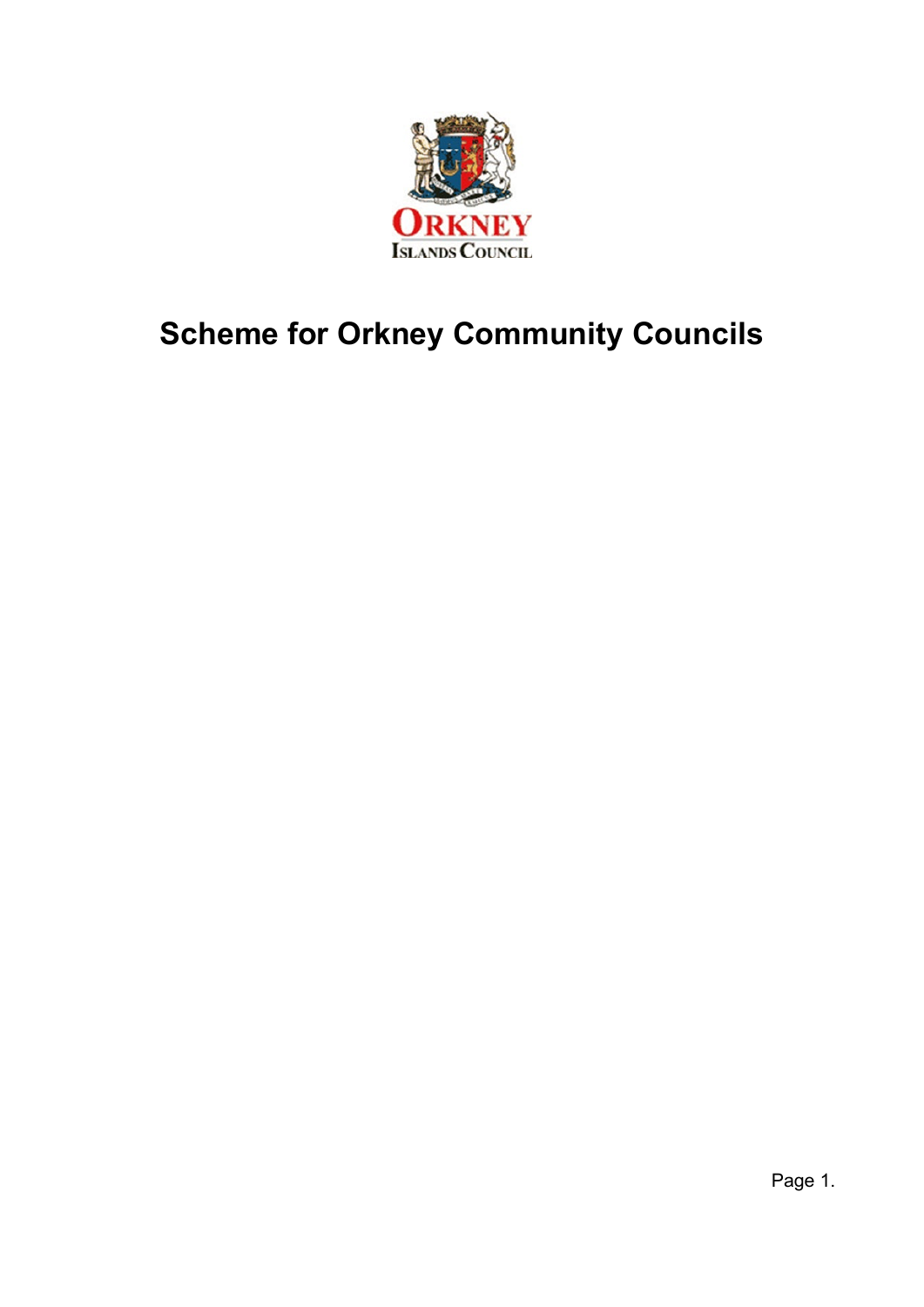# Scheme for Orkney Community Councils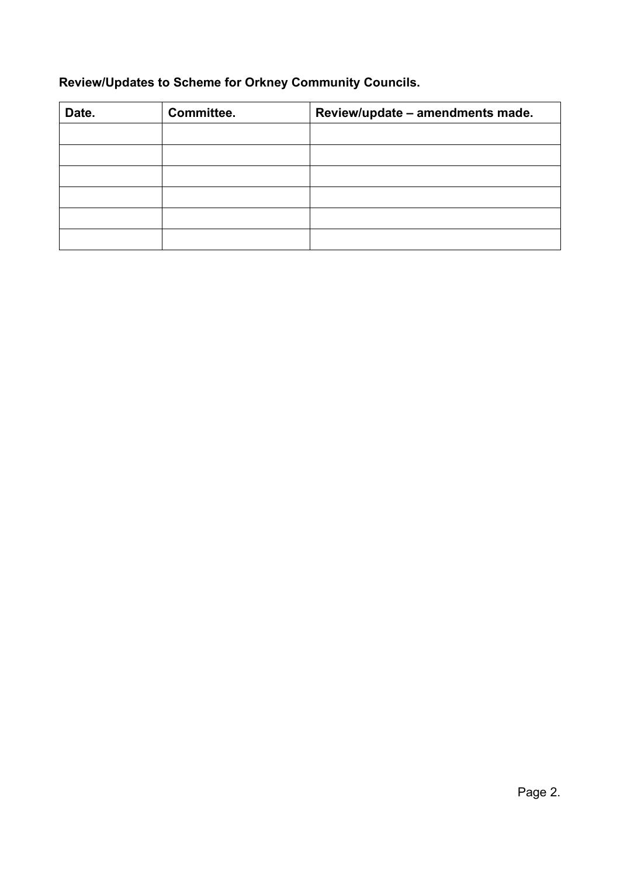**Review/Updates to Scheme for Orkney Community Councils.**

| Date. | Committee. | Review/update – amendments made. |
|---|---|---|
| | | |
| | | |
| | | |
| | | |
| | | |
| | | |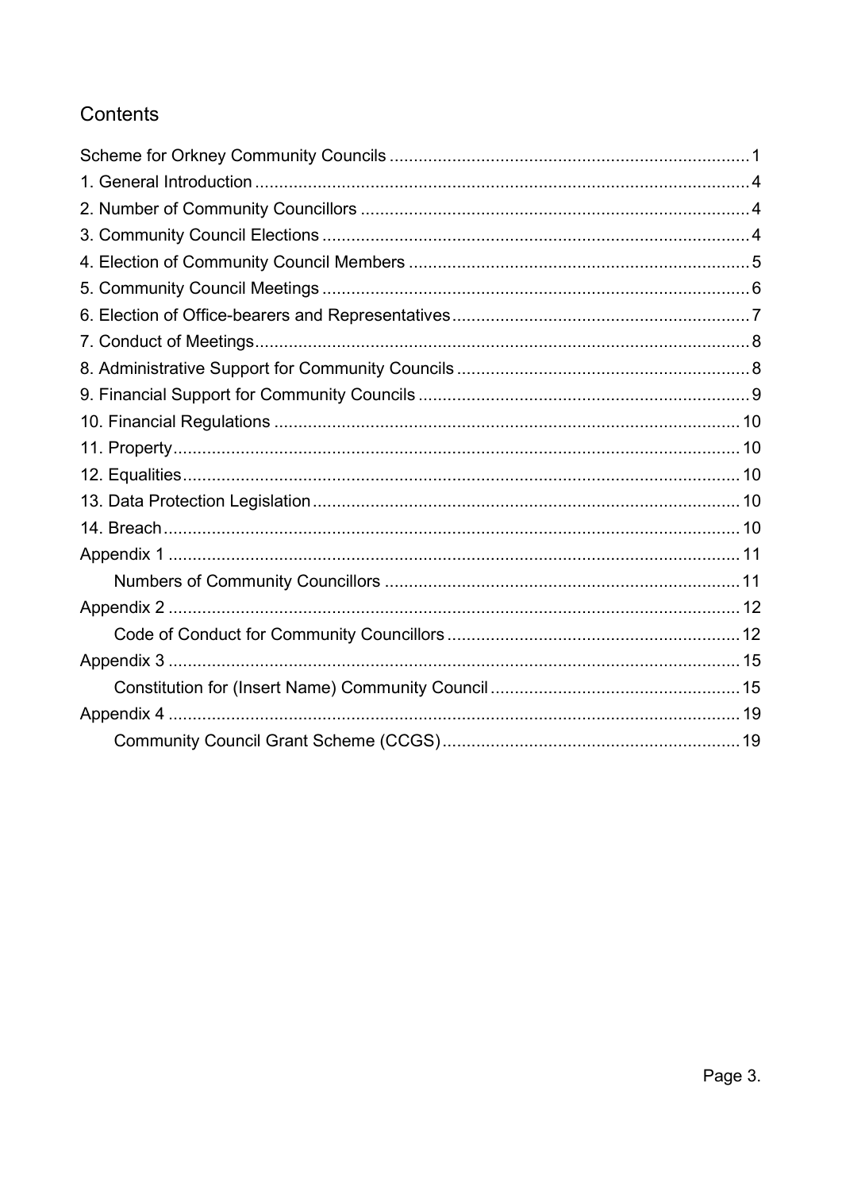# Contents

Scheme for Orkney Community Councils ..... 1

1. General Introduction ..... 4
2. Number of Community Councillors ..... 4
3. Community Council Elections ..... 4
4. Election of Community Council Members ..... 5
5. Community Council Meetings ..... 6
6. Election of Office-bearers and Representatives ..... 7
7. Conduct of Meetings ..... 8
8. Administrative Support for Community Councils ..... 8
9. Financial Support for Community Councils ..... 9
10. Financial Regulations ..... 10
11. Property ..... 10
12. Equalities ..... 10
13. Data Protection Legislation ..... 10
14. Breach ..... 10

Appendix 1 ..... 11

- Numbers of Community Councillors ..... 11

Appendix 2 ..... 12

- Code of Conduct for Community Councillors ..... 12

Appendix 3 ..... 15

- Constitution for (Insert Name) Community Council ..... 15

Appendix 4 ..... 19

- Community Council Grant Scheme (CCGS) ..... 19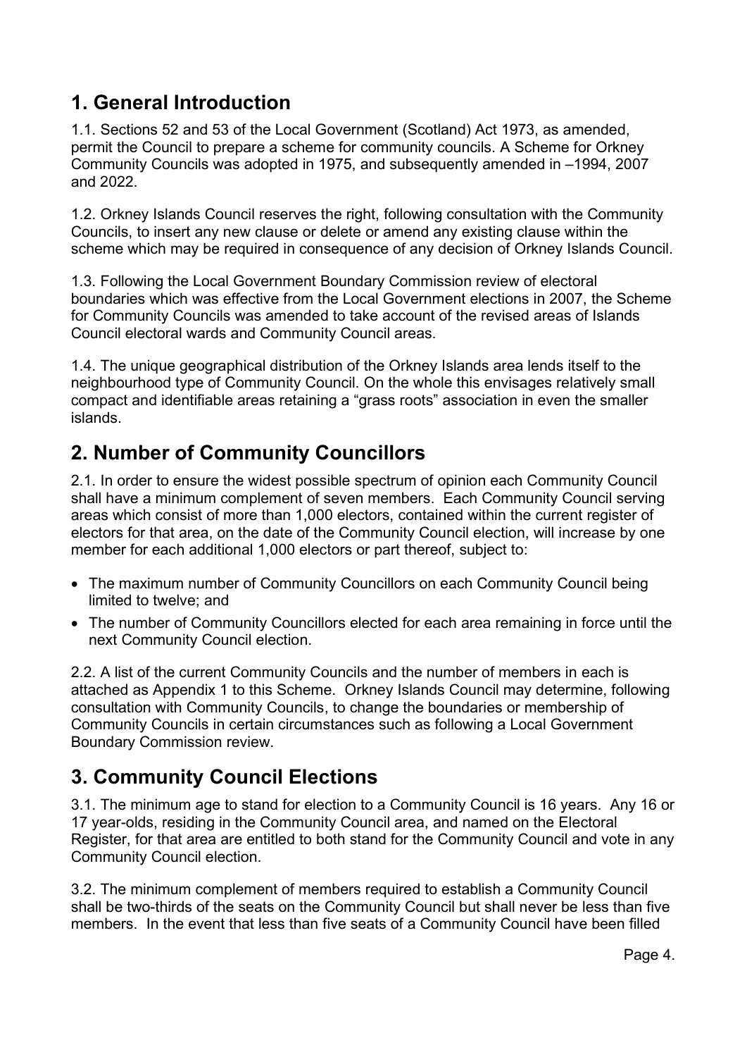# 1. General Introduction

1.1. Sections 52 and 53 of the Local Government (Scotland) Act 1973, as amended, permit the Council to prepare a scheme for community councils. A Scheme for Orkney Community Councils was adopted in 1975, and subsequently amended in –1994, 2007 and 2022.

1.2. Orkney Islands Council reserves the right, following consultation with the Community Councils, to insert any new clause or delete or amend any existing clause within the scheme which may be required in consequence of any decision of Orkney Islands Council.

1.3. Following the Local Government Boundary Commission review of electoral boundaries which was effective from the Local Government elections in 2007, the Scheme for Community Councils was amended to take account of the revised areas of Islands Council electoral wards and Community Council areas.

1.4. The unique geographical distribution of the Orkney Islands area lends itself to the neighbourhood type of Community Council. On the whole this envisages relatively small compact and identifiable areas retaining a "grass roots" association in even the smaller islands.

# 2. Number of Community Councillors

2.1. In order to ensure the widest possible spectrum of opinion each Community Council shall have a minimum complement of seven members. Each Community Council serving areas which consist of more than 1,000 electors, contained within the current register of electors for that area, on the date of the Community Council election, will increase by one member for each additional 1,000 electors or part thereof, subject to:

- The maximum number of Community Councillors on each Community Council being limited to twelve; and
- The number of Community Councillors elected for each area remaining in force until the next Community Council election.

2.2. A list of the current Community Councils and the number of members in each is attached as Appendix 1 to this Scheme. Orkney Islands Council may determine, following consultation with Community Councils, to change the boundaries or membership of Community Councils in certain circumstances such as following a Local Government Boundary Commission review.

# 3. Community Council Elections

3.1. The minimum age to stand for election to a Community Council is 16 years. Any 16 or 17 year-olds, residing in the Community Council area, and named on the Electoral Register, for that area are entitled to both stand for the Community Council and vote in any Community Council election.

3.2. The minimum complement of members required to establish a Community Council shall be two-thirds of the seats on the Community Council but shall never be less than five members. In the event that less than five seats of a Community Council have been filled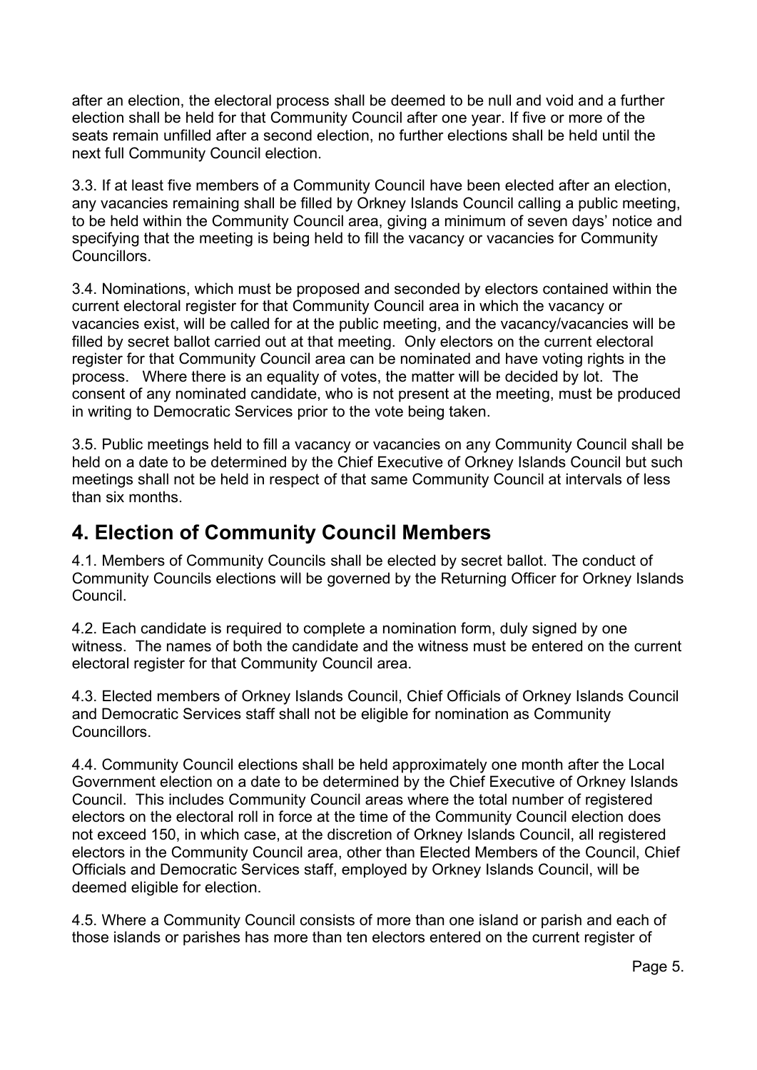after an election, the electoral process shall be deemed to be null and void and a further election shall be held for that Community Council after one year. If five or more of the seats remain unfilled after a second election, no further elections shall be held until the next full Community Council election.

3.3. If at least five members of a Community Council have been elected after an election, any vacancies remaining shall be filled by Orkney Islands Council calling a public meeting, to be held within the Community Council area, giving a minimum of seven days' notice and specifying that the meeting is being held to fill the vacancy or vacancies for Community Councillors.

3.4. Nominations, which must be proposed and seconded by electors contained within the current electoral register for that Community Council area in which the vacancy or vacancies exist, will be called for at the public meeting, and the vacancy/vacancies will be filled by secret ballot carried out at that meeting. Only electors on the current electoral register for that Community Council area can be nominated and have voting rights in the process. Where there is an equality of votes, the matter will be decided by lot. The consent of any nominated candidate, who is not present at the meeting, must be produced in writing to Democratic Services prior to the vote being taken.

3.5. Public meetings held to fill a vacancy or vacancies on any Community Council shall be held on a date to be determined by the Chief Executive of Orkney Islands Council but such meetings shall not be held in respect of that same Community Council at intervals of less than six months.

## 4. Election of Community Council Members

4.1. Members of Community Councils shall be elected by secret ballot. The conduct of Community Councils elections will be governed by the Returning Officer for Orkney Islands Council.

4.2. Each candidate is required to complete a nomination form, duly signed by one witness. The names of both the candidate and the witness must be entered on the current electoral register for that Community Council area.

4.3. Elected members of Orkney Islands Council, Chief Officials of Orkney Islands Council and Democratic Services staff shall not be eligible for nomination as Community Councillors.

4.4. Community Council elections shall be held approximately one month after the Local Government election on a date to be determined by the Chief Executive of Orkney Islands Council. This includes Community Council areas where the total number of registered electors on the electoral roll in force at the time of the Community Council election does not exceed 150, in which case, at the discretion of Orkney Islands Council, all registered electors in the Community Council area, other than Elected Members of the Council, Chief Officials and Democratic Services staff, employed by Orkney Islands Council, will be deemed eligible for election.

4.5. Where a Community Council consists of more than one island or parish and each of those islands or parishes has more than ten electors entered on the current register of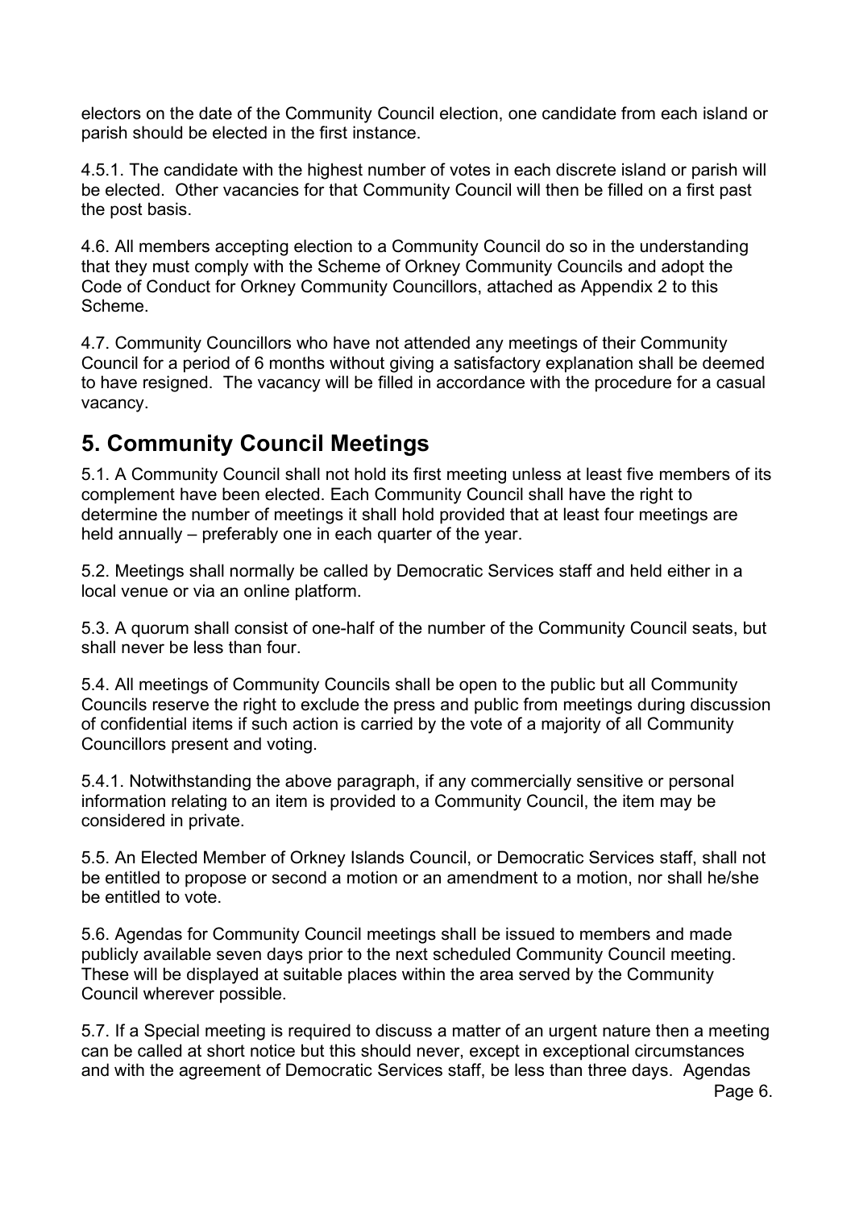electors on the date of the Community Council election, one candidate from each island or parish should be elected in the first instance.

4.5.1. The candidate with the highest number of votes in each discrete island or parish will be elected. Other vacancies for that Community Council will then be filled on a first past the post basis.

4.6. All members accepting election to a Community Council do so in the understanding that they must comply with the Scheme of Orkney Community Councils and adopt the Code of Conduct for Orkney Community Councillors, attached as Appendix 2 to this Scheme.

4.7. Community Councillors who have not attended any meetings of their Community Council for a period of 6 months without giving a satisfactory explanation shall be deemed to have resigned. The vacancy will be filled in accordance with the procedure for a casual vacancy.

## 5. Community Council Meetings

5.1. A Community Council shall not hold its first meeting unless at least five members of its complement have been elected. Each Community Council shall have the right to determine the number of meetings it shall hold provided that at least four meetings are held annually – preferably one in each quarter of the year.

5.2. Meetings shall normally be called by Democratic Services staff and held either in a local venue or via an online platform.

5.3. A quorum shall consist of one-half of the number of the Community Council seats, but shall never be less than four.

5.4. All meetings of Community Councils shall be open to the public but all Community Councils reserve the right to exclude the press and public from meetings during discussion of confidential items if such action is carried by the vote of a majority of all Community Councillors present and voting.

5.4.1. Notwithstanding the above paragraph, if any commercially sensitive or personal information relating to an item is provided to a Community Council, the item may be considered in private.

5.5. An Elected Member of Orkney Islands Council, or Democratic Services staff, shall not be entitled to propose or second a motion or an amendment to a motion, nor shall he/she be entitled to vote.

5.6. Agendas for Community Council meetings shall be issued to members and made publicly available seven days prior to the next scheduled Community Council meeting. These will be displayed at suitable places within the area served by the Community Council wherever possible.

5.7. If a Special meeting is required to discuss a matter of an urgent nature then a meeting can be called at short notice but this should never, except in exceptional circumstances and with the agreement of Democratic Services staff, be less than three days. Agendas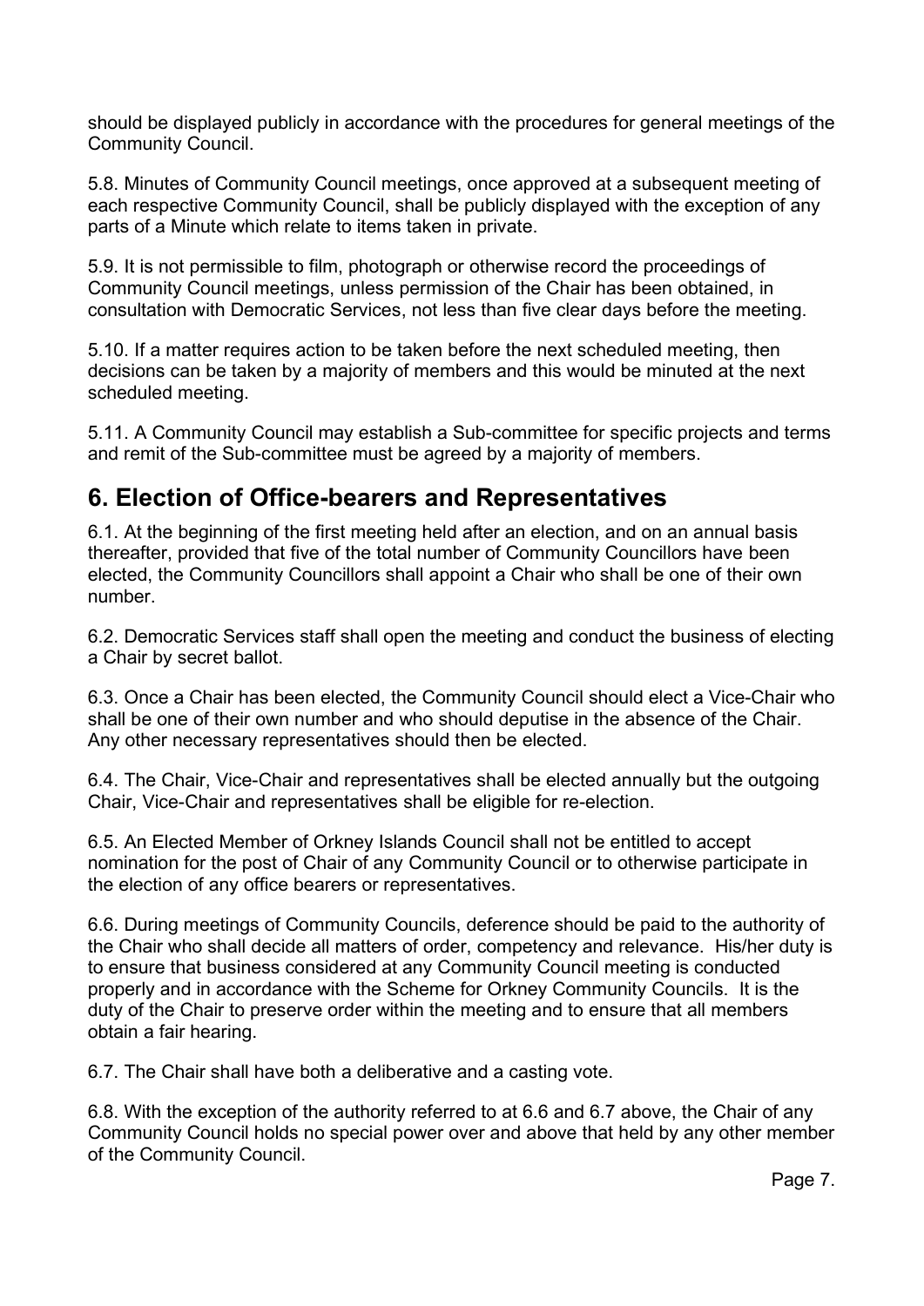should be displayed publicly in accordance with the procedures for general meetings of the Community Council.

5.8. Minutes of Community Council meetings, once approved at a subsequent meeting of each respective Community Council, shall be publicly displayed with the exception of any parts of a Minute which relate to items taken in private.

5.9. It is not permissible to film, photograph or otherwise record the proceedings of Community Council meetings, unless permission of the Chair has been obtained, in consultation with Democratic Services, not less than five clear days before the meeting.

5.10. If a matter requires action to be taken before the next scheduled meeting, then decisions can be taken by a majority of members and this would be minuted at the next scheduled meeting.

5.11. A Community Council may establish a Sub-committee for specific projects and terms and remit of the Sub-committee must be agreed by a majority of members.

## 6. Election of Office-bearers and Representatives

6.1. At the beginning of the first meeting held after an election, and on an annual basis thereafter, provided that five of the total number of Community Councillors have been elected, the Community Councillors shall appoint a Chair who shall be one of their own number.

6.2. Democratic Services staff shall open the meeting and conduct the business of electing a Chair by secret ballot.

6.3. Once a Chair has been elected, the Community Council should elect a Vice-Chair who shall be one of their own number and who should deputise in the absence of the Chair. Any other necessary representatives should then be elected.

6.4. The Chair, Vice-Chair and representatives shall be elected annually but the outgoing Chair, Vice-Chair and representatives shall be eligible for re-election.

6.5. An Elected Member of Orkney Islands Council shall not be entitled to accept nomination for the post of Chair of any Community Council or to otherwise participate in the election of any office bearers or representatives.

6.6. During meetings of Community Councils, deference should be paid to the authority of the Chair who shall decide all matters of order, competency and relevance. His/her duty is to ensure that business considered at any Community Council meeting is conducted properly and in accordance with the Scheme for Orkney Community Councils. It is the duty of the Chair to preserve order within the meeting and to ensure that all members obtain a fair hearing.

6.7. The Chair shall have both a deliberative and a casting vote.

6.8. With the exception of the authority referred to at 6.6 and 6.7 above, the Chair of any Community Council holds no special power over and above that held by any other member of the Community Council.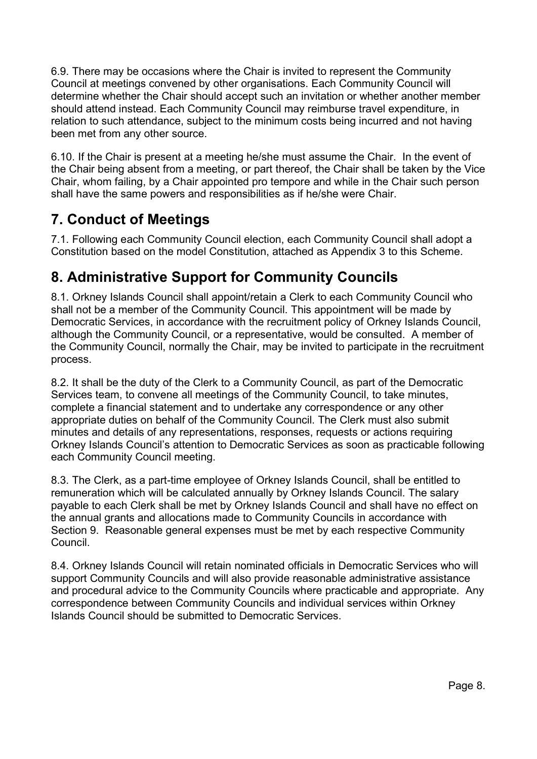6.9. There may be occasions where the Chair is invited to represent the Community Council at meetings convened by other organisations. Each Community Council will determine whether the Chair should accept such an invitation or whether another member should attend instead. Each Community Council may reimburse travel expenditure, in relation to such attendance, subject to the minimum costs being incurred and not having been met from any other source.

6.10. If the Chair is present at a meeting he/she must assume the Chair. In the event of the Chair being absent from a meeting, or part thereof, the Chair shall be taken by the Vice Chair, whom failing, by a Chair appointed pro tempore and while in the Chair such person shall have the same powers and responsibilities as if he/she were Chair.

## 7. Conduct of Meetings

7.1. Following each Community Council election, each Community Council shall adopt a Constitution based on the model Constitution, attached as Appendix 3 to this Scheme.

## 8. Administrative Support for Community Councils

8.1. Orkney Islands Council shall appoint/retain a Clerk to each Community Council who shall not be a member of the Community Council. This appointment will be made by Democratic Services, in accordance with the recruitment policy of Orkney Islands Council, although the Community Council, or a representative, would be consulted. A member of the Community Council, normally the Chair, may be invited to participate in the recruitment process.

8.2. It shall be the duty of the Clerk to a Community Council, as part of the Democratic Services team, to convene all meetings of the Community Council, to take minutes, complete a financial statement and to undertake any correspondence or any other appropriate duties on behalf of the Community Council. The Clerk must also submit minutes and details of any representations, responses, requests or actions requiring Orkney Islands Council's attention to Democratic Services as soon as practicable following each Community Council meeting.

8.3. The Clerk, as a part-time employee of Orkney Islands Council, shall be entitled to remuneration which will be calculated annually by Orkney Islands Council. The salary payable to each Clerk shall be met by Orkney Islands Council and shall have no effect on the annual grants and allocations made to Community Councils in accordance with Section 9. Reasonable general expenses must be met by each respective Community Council.

8.4. Orkney Islands Council will retain nominated officials in Democratic Services who will support Community Councils and will also provide reasonable administrative assistance and procedural advice to the Community Councils where practicable and appropriate. Any correspondence between Community Councils and individual services within Orkney Islands Council should be submitted to Democratic Services.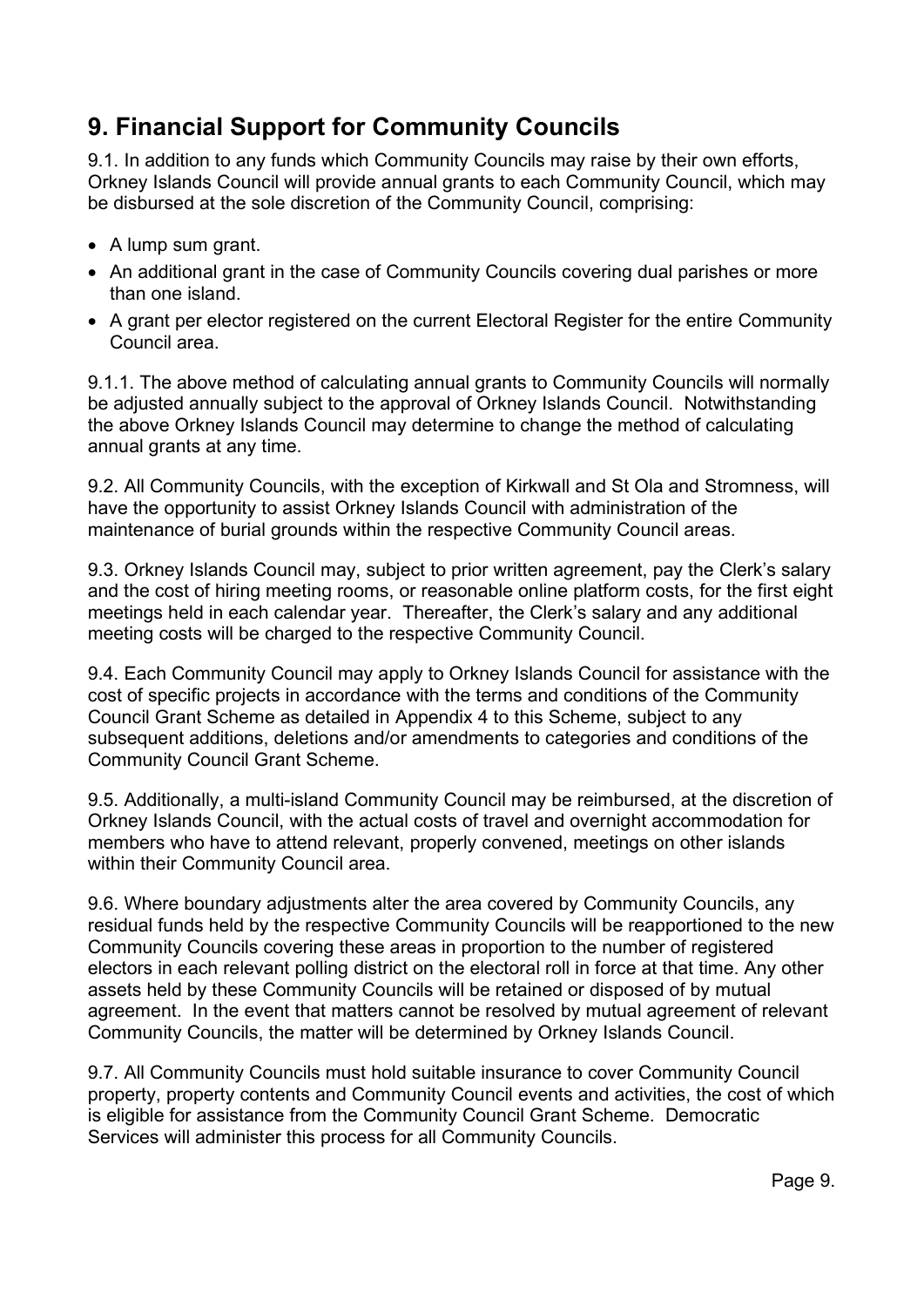## 9. Financial Support for Community Councils

9.1. In addition to any funds which Community Councils may raise by their own efforts, Orkney Islands Council will provide annual grants to each Community Council, which may be disbursed at the sole discretion of the Community Council, comprising:

- A lump sum grant.
- An additional grant in the case of Community Councils covering dual parishes or more than one island.
- A grant per elector registered on the current Electoral Register for the entire Community Council area.

9.1.1. The above method of calculating annual grants to Community Councils will normally be adjusted annually subject to the approval of Orkney Islands Council. Notwithstanding the above Orkney Islands Council may determine to change the method of calculating annual grants at any time.

9.2. All Community Councils, with the exception of Kirkwall and St Ola and Stromness, will have the opportunity to assist Orkney Islands Council with administration of the maintenance of burial grounds within the respective Community Council areas.

9.3. Orkney Islands Council may, subject to prior written agreement, pay the Clerk's salary and the cost of hiring meeting rooms, or reasonable online platform costs, for the first eight meetings held in each calendar year. Thereafter, the Clerk's salary and any additional meeting costs will be charged to the respective Community Council.

9.4. Each Community Council may apply to Orkney Islands Council for assistance with the cost of specific projects in accordance with the terms and conditions of the Community Council Grant Scheme as detailed in Appendix 4 to this Scheme, subject to any subsequent additions, deletions and/or amendments to categories and conditions of the Community Council Grant Scheme.

9.5. Additionally, a multi-island Community Council may be reimbursed, at the discretion of Orkney Islands Council, with the actual costs of travel and overnight accommodation for members who have to attend relevant, properly convened, meetings on other islands within their Community Council area.

9.6. Where boundary adjustments alter the area covered by Community Councils, any residual funds held by the respective Community Councils will be reapportioned to the new Community Councils covering these areas in proportion to the number of registered electors in each relevant polling district on the electoral roll in force at that time. Any other assets held by these Community Councils will be retained or disposed of by mutual agreement. In the event that matters cannot be resolved by mutual agreement of relevant Community Councils, the matter will be determined by Orkney Islands Council.

9.7. All Community Councils must hold suitable insurance to cover Community Council property, property contents and Community Council events and activities, the cost of which is eligible for assistance from the Community Council Grant Scheme. Democratic Services will administer this process for all Community Councils.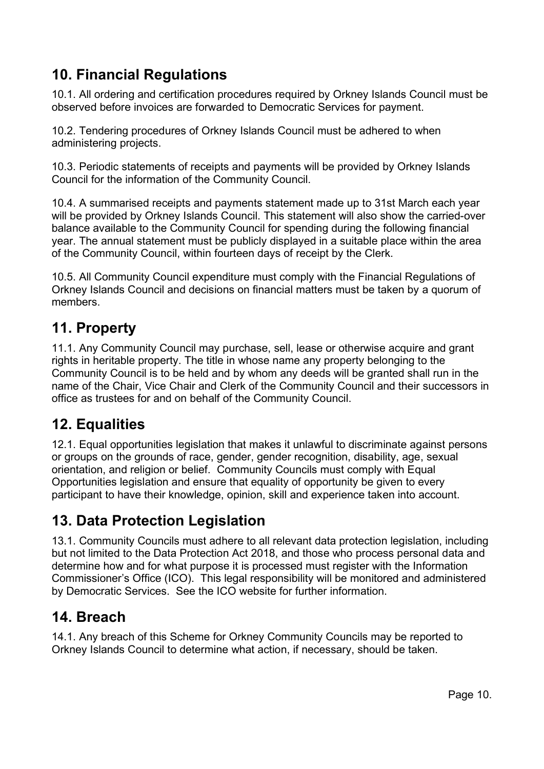## 10. Financial Regulations

10.1. All ordering and certification procedures required by Orkney Islands Council must be observed before invoices are forwarded to Democratic Services for payment.

10.2. Tendering procedures of Orkney Islands Council must be adhered to when administering projects.

10.3. Periodic statements of receipts and payments will be provided by Orkney Islands Council for the information of the Community Council.

10.4. A summarised receipts and payments statement made up to 31st March each year will be provided by Orkney Islands Council. This statement will also show the carried-over balance available to the Community Council for spending during the following financial year. The annual statement must be publicly displayed in a suitable place within the area of the Community Council, within fourteen days of receipt by the Clerk.

10.5. All Community Council expenditure must comply with the Financial Regulations of Orkney Islands Council and decisions on financial matters must be taken by a quorum of members.

## 11. Property

11.1. Any Community Council may purchase, sell, lease or otherwise acquire and grant rights in heritable property. The title in whose name any property belonging to the Community Council is to be held and by whom any deeds will be granted shall run in the name of the Chair, Vice Chair and Clerk of the Community Council and their successors in office as trustees for and on behalf of the Community Council.

## 12. Equalities

12.1. Equal opportunities legislation that makes it unlawful to discriminate against persons or groups on the grounds of race, gender, gender recognition, disability, age, sexual orientation, and religion or belief. Community Councils must comply with Equal Opportunities legislation and ensure that equality of opportunity be given to every participant to have their knowledge, opinion, skill and experience taken into account.

## 13. Data Protection Legislation

13.1. Community Councils must adhere to all relevant data protection legislation, including but not limited to the Data Protection Act 2018, and those who process personal data and determine how and for what purpose it is processed must register with the Information Commissioner's Office (ICO). This legal responsibility will be monitored and administered by Democratic Services. See the ICO website for further information.

## 14. Breach

14.1. Any breach of this Scheme for Orkney Community Councils may be reported to Orkney Islands Council to determine what action, if necessary, should be taken.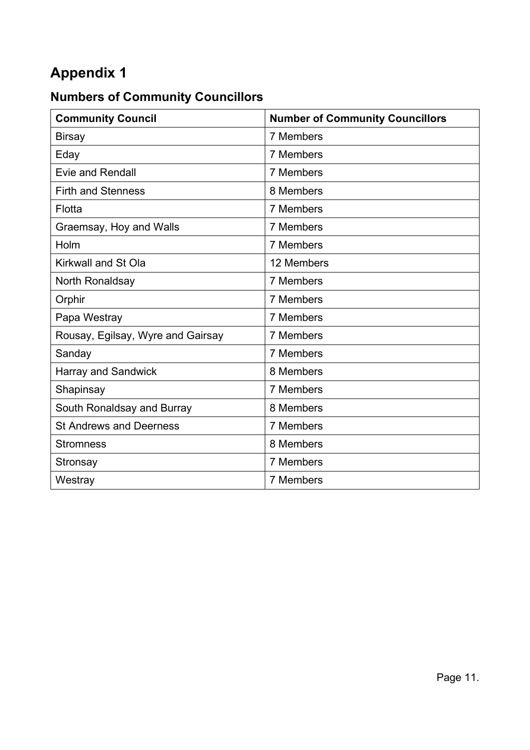# Appendix 1

## Numbers of Community Councillors

| Community Council | Number of Community Councillors |
|---|---|
| Birsay | 7 Members |
| Eday | 7 Members |
| Evie and Rendall | 7 Members |
| Firth and Stenness | 8 Members |
| Flotta | 7 Members |
| Graemsay, Hoy and Walls | 7 Members |
| Holm | 7 Members |
| Kirkwall and St Ola | 12 Members |
| North Ronaldsay | 7 Members |
| Orphir | 7 Members |
| Papa Westray | 7 Members |
| Rousay, Egilsay, Wyre and Gairsay | 7 Members |
| Sanday | 7 Members |
| Harray and Sandwick | 8 Members |
| Shapinsay | 7 Members |
| South Ronaldsay and Burray | 8 Members |
| St Andrews and Deerness | 7 Members |
| Stromness | 8 Members |
| Stronsay | 7 Members |
| Westray | 7 Members |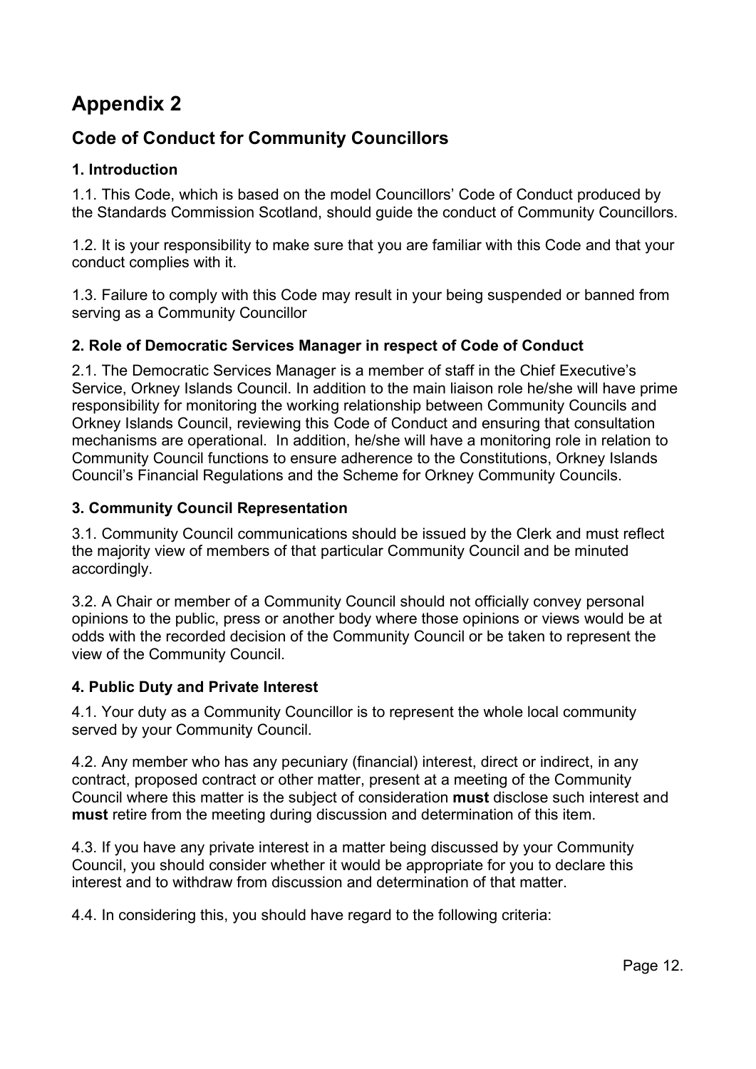# Appendix 2

## Code of Conduct for Community Councillors

### 1. Introduction

1.1. This Code, which is based on the model Councillors' Code of Conduct produced by the Standards Commission Scotland, should guide the conduct of Community Councillors.

1.2. It is your responsibility to make sure that you are familiar with this Code and that your conduct complies with it.

1.3. Failure to comply with this Code may result in your being suspended or banned from serving as a Community Councillor

### 2. Role of Democratic Services Manager in respect of Code of Conduct

2.1. The Democratic Services Manager is a member of staff in the Chief Executive's Service, Orkney Islands Council. In addition to the main liaison role he/she will have prime responsibility for monitoring the working relationship between Community Councils and Orkney Islands Council, reviewing this Code of Conduct and ensuring that consultation mechanisms are operational. In addition, he/she will have a monitoring role in relation to Community Council functions to ensure adherence to the Constitutions, Orkney Islands Council's Financial Regulations and the Scheme for Orkney Community Councils.

### 3. Community Council Representation

3.1. Community Council communications should be issued by the Clerk and must reflect the majority view of members of that particular Community Council and be minuted accordingly.

3.2. A Chair or member of a Community Council should not officially convey personal opinions to the public, press or another body where those opinions or views would be at odds with the recorded decision of the Community Council or be taken to represent the view of the Community Council.

### 4. Public Duty and Private Interest

4.1. Your duty as a Community Councillor is to represent the whole local community served by your Community Council.

4.2. Any member who has any pecuniary (financial) interest, direct or indirect, in any contract, proposed contract or other matter, present at a meeting of the Community Council where this matter is the subject of consideration **must** disclose such interest and **must** retire from the meeting during discussion and determination of this item.

4.3. If you have any private interest in a matter being discussed by your Community Council, you should consider whether it would be appropriate for you to declare this interest and to withdraw from discussion and determination of that matter.

4.4. In considering this, you should have regard to the following criteria: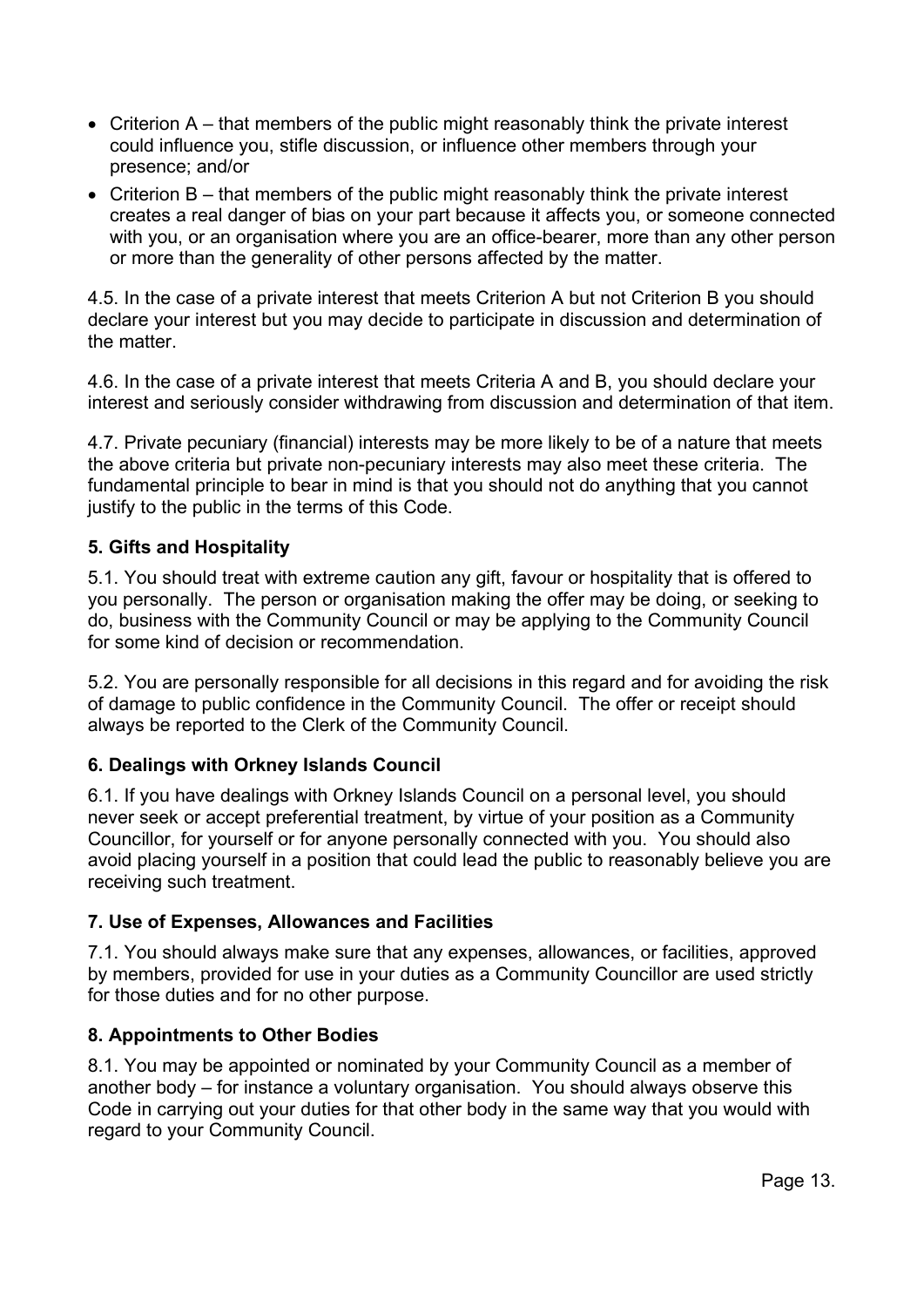- Criterion A – that members of the public might reasonably think the private interest could influence you, stifle discussion, or influence other members through your presence; and/or
- Criterion B – that members of the public might reasonably think the private interest creates a real danger of bias on your part because it affects you, or someone connected with you, or an organisation where you are an office-bearer, more than any other person or more than the generality of other persons affected by the matter.

4.5. In the case of a private interest that meets Criterion A but not Criterion B you should declare your interest but you may decide to participate in discussion and determination of the matter.

4.6. In the case of a private interest that meets Criteria A and B, you should declare your interest and seriously consider withdrawing from discussion and determination of that item.

4.7. Private pecuniary (financial) interests may be more likely to be of a nature that meets the above criteria but private non-pecuniary interests may also meet these criteria. The fundamental principle to bear in mind is that you should not do anything that you cannot justify to the public in the terms of this Code.

### 5. Gifts and Hospitality

5.1. You should treat with extreme caution any gift, favour or hospitality that is offered to you personally. The person or organisation making the offer may be doing, or seeking to do, business with the Community Council or may be applying to the Community Council for some kind of decision or recommendation.

5.2. You are personally responsible for all decisions in this regard and for avoiding the risk of damage to public confidence in the Community Council. The offer or receipt should always be reported to the Clerk of the Community Council.

### 6. Dealings with Orkney Islands Council

6.1. If you have dealings with Orkney Islands Council on a personal level, you should never seek or accept preferential treatment, by virtue of your position as a Community Councillor, for yourself or for anyone personally connected with you. You should also avoid placing yourself in a position that could lead the public to reasonably believe you are receiving such treatment.

### 7. Use of Expenses, Allowances and Facilities

7.1. You should always make sure that any expenses, allowances, or facilities, approved by members, provided for use in your duties as a Community Councillor are used strictly for those duties and for no other purpose.

### 8. Appointments to Other Bodies

8.1. You may be appointed or nominated by your Community Council as a member of another body – for instance a voluntary organisation. You should always observe this Code in carrying out your duties for that other body in the same way that you would with regard to your Community Council.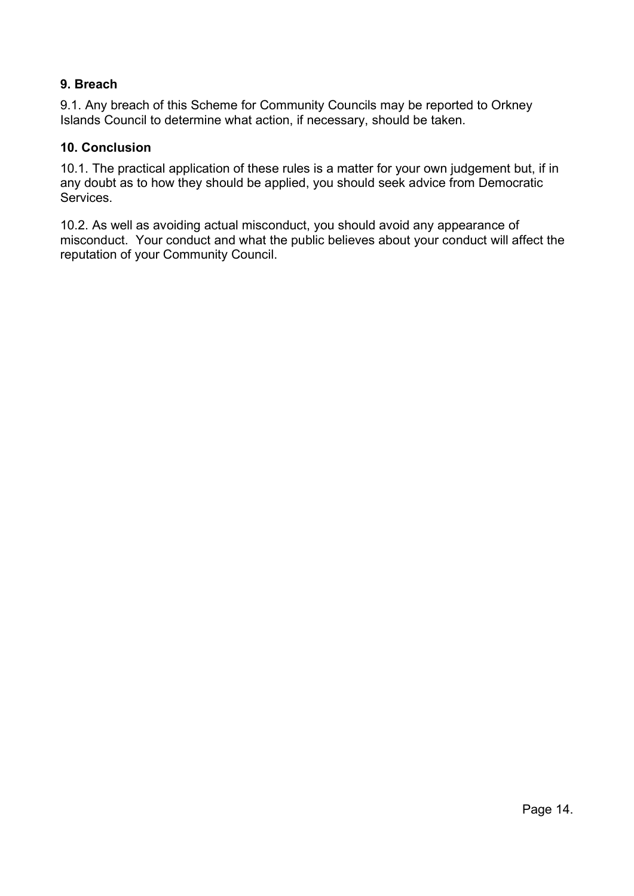### 9. Breach

9.1. Any breach of this Scheme for Community Councils may be reported to Orkney Islands Council to determine what action, if necessary, should be taken.

### 10. Conclusion

10.1. The practical application of these rules is a matter for your own judgement but, if in any doubt as to how they should be applied, you should seek advice from Democratic Services.

10.2. As well as avoiding actual misconduct, you should avoid any appearance of misconduct. Your conduct and what the public believes about your conduct will affect the reputation of your Community Council.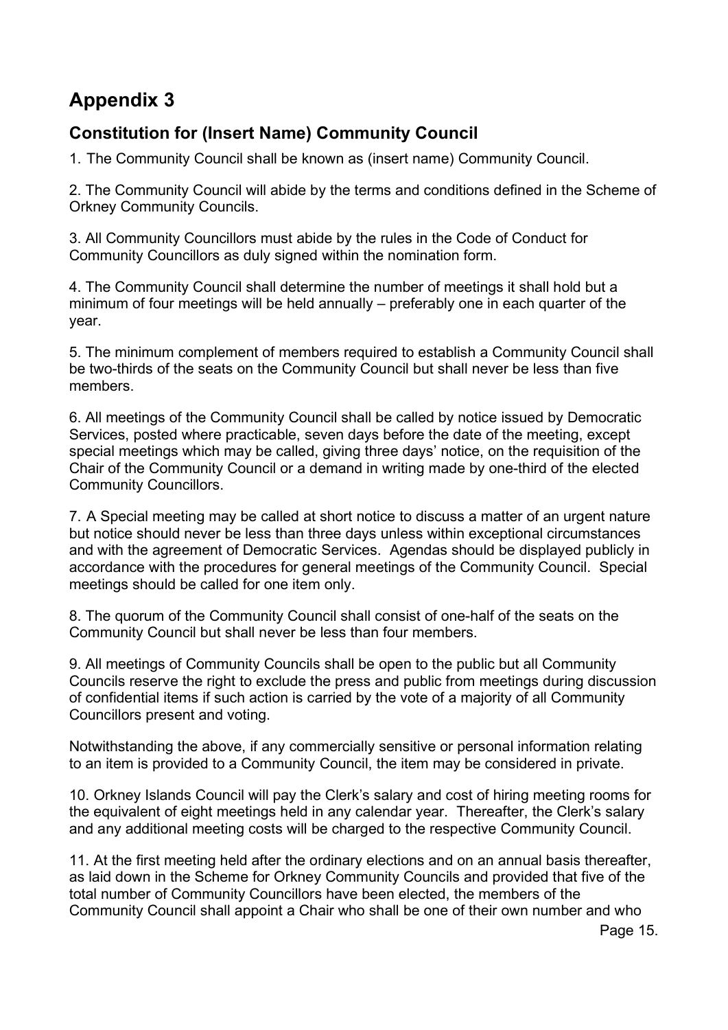# Appendix 3

## Constitution for (Insert Name) Community Council

1. The Community Council shall be known as (insert name) Community Council.

2. The Community Council will abide by the terms and conditions defined in the Scheme of Orkney Community Councils.

3. All Community Councillors must abide by the rules in the Code of Conduct for Community Councillors as duly signed within the nomination form.

4. The Community Council shall determine the number of meetings it shall hold but a minimum of four meetings will be held annually – preferably one in each quarter of the year.

5. The minimum complement of members required to establish a Community Council shall be two-thirds of the seats on the Community Council but shall never be less than five members.

6. All meetings of the Community Council shall be called by notice issued by Democratic Services, posted where practicable, seven days before the date of the meeting, except special meetings which may be called, giving three days' notice, on the requisition of the Chair of the Community Council or a demand in writing made by one-third of the elected Community Councillors.

7. A Special meeting may be called at short notice to discuss a matter of an urgent nature but notice should never be less than three days unless within exceptional circumstances and with the agreement of Democratic Services. Agendas should be displayed publicly in accordance with the procedures for general meetings of the Community Council. Special meetings should be called for one item only.

8. The quorum of the Community Council shall consist of one-half of the seats on the Community Council but shall never be less than four members.

9. All meetings of Community Councils shall be open to the public but all Community Councils reserve the right to exclude the press and public from meetings during discussion of confidential items if such action is carried by the vote of a majority of all Community Councillors present and voting.

Notwithstanding the above, if any commercially sensitive or personal information relating to an item is provided to a Community Council, the item may be considered in private.

10. Orkney Islands Council will pay the Clerk's salary and cost of hiring meeting rooms for the equivalent of eight meetings held in any calendar year. Thereafter, the Clerk's salary and any additional meeting costs will be charged to the respective Community Council.

11. At the first meeting held after the ordinary elections and on an annual basis thereafter, as laid down in the Scheme for Orkney Community Councils and provided that five of the total number of Community Councillors have been elected, the members of the Community Council shall appoint a Chair who shall be one of their own number and who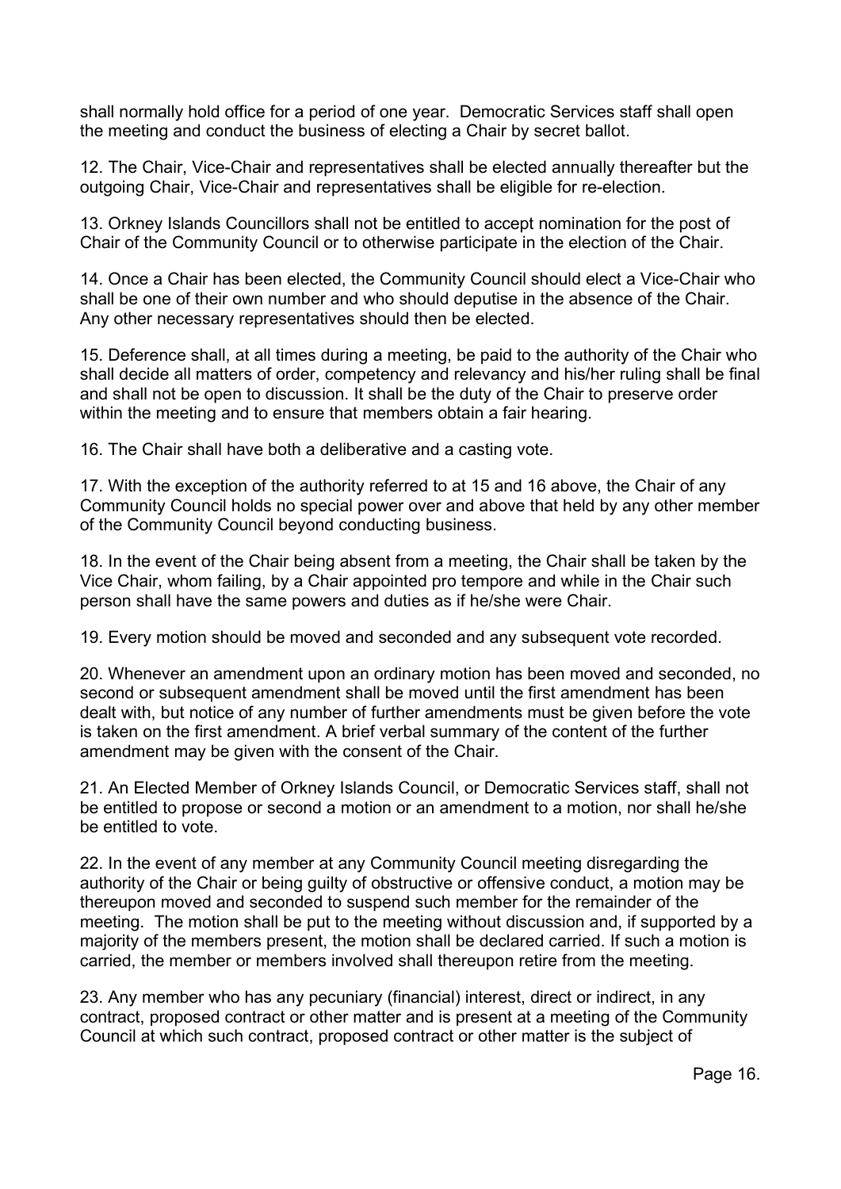shall normally hold office for a period of one year. Democratic Services staff shall open the meeting and conduct the business of electing a Chair by secret ballot.

12. The Chair, Vice-Chair and representatives shall be elected annually thereafter but the outgoing Chair, Vice-Chair and representatives shall be eligible for re-election.

13. Orkney Islands Councillors shall not be entitled to accept nomination for the post of Chair of the Community Council or to otherwise participate in the election of the Chair.

14. Once a Chair has been elected, the Community Council should elect a Vice-Chair who shall be one of their own number and who should deputise in the absence of the Chair. Any other necessary representatives should then be elected.

15. Deference shall, at all times during a meeting, be paid to the authority of the Chair who shall decide all matters of order, competency and relevancy and his/her ruling shall be final and shall not be open to discussion. It shall be the duty of the Chair to preserve order within the meeting and to ensure that members obtain a fair hearing.

16. The Chair shall have both a deliberative and a casting vote.

17. With the exception of the authority referred to at 15 and 16 above, the Chair of any Community Council holds no special power over and above that held by any other member of the Community Council beyond conducting business.

18. In the event of the Chair being absent from a meeting, the Chair shall be taken by the Vice Chair, whom failing, by a Chair appointed pro tempore and while in the Chair such person shall have the same powers and duties as if he/she were Chair.

19. Every motion should be moved and seconded and any subsequent vote recorded.

20. Whenever an amendment upon an ordinary motion has been moved and seconded, no second or subsequent amendment shall be moved until the first amendment has been dealt with, but notice of any number of further amendments must be given before the vote is taken on the first amendment. A brief verbal summary of the content of the further amendment may be given with the consent of the Chair.

21. An Elected Member of Orkney Islands Council, or Democratic Services staff, shall not be entitled to propose or second a motion or an amendment to a motion, nor shall he/she be entitled to vote.

22. In the event of any member at any Community Council meeting disregarding the authority of the Chair or being guilty of obstructive or offensive conduct, a motion may be thereupon moved and seconded to suspend such member for the remainder of the meeting. The motion shall be put to the meeting without discussion and, if supported by a majority of the members present, the motion shall be declared carried. If such a motion is carried, the member or members involved shall thereupon retire from the meeting.

23. Any member who has any pecuniary (financial) interest, direct or indirect, in any contract, proposed contract or other matter and is present at a meeting of the Community Council at which such contract, proposed contract or other matter is the subject of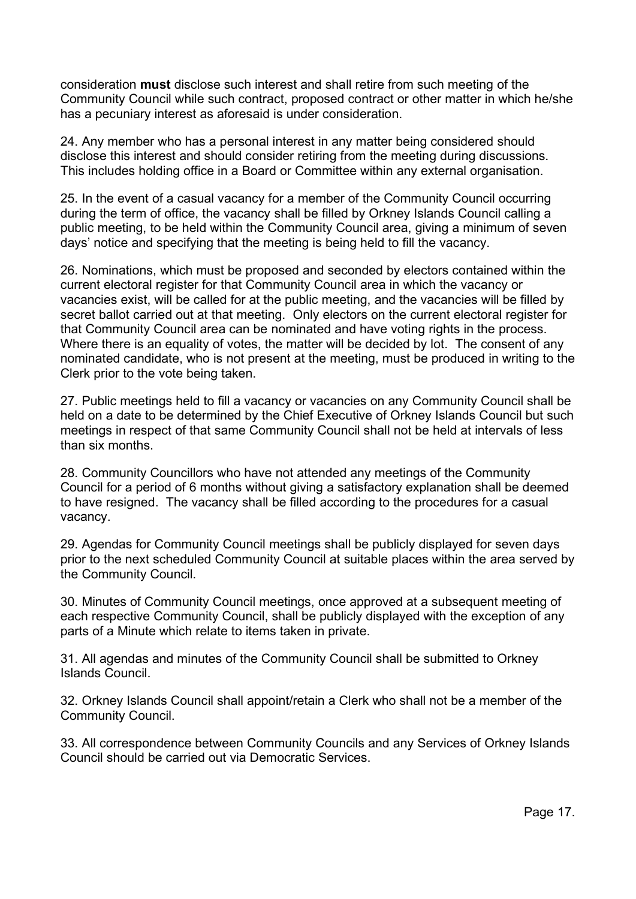consideration **must** disclose such interest and shall retire from such meeting of the Community Council while such contract, proposed contract or other matter in which he/she has a pecuniary interest as aforesaid is under consideration.

24. Any member who has a personal interest in any matter being considered should disclose this interest and should consider retiring from the meeting during discussions. This includes holding office in a Board or Committee within any external organisation.

25. In the event of a casual vacancy for a member of the Community Council occurring during the term of office, the vacancy shall be filled by Orkney Islands Council calling a public meeting, to be held within the Community Council area, giving a minimum of seven days' notice and specifying that the meeting is being held to fill the vacancy.

26. Nominations, which must be proposed and seconded by electors contained within the current electoral register for that Community Council area in which the vacancy or vacancies exist, will be called for at the public meeting, and the vacancies will be filled by secret ballot carried out at that meeting. Only electors on the current electoral register for that Community Council area can be nominated and have voting rights in the process. Where there is an equality of votes, the matter will be decided by lot. The consent of any nominated candidate, who is not present at the meeting, must be produced in writing to the Clerk prior to the vote being taken.

27. Public meetings held to fill a vacancy or vacancies on any Community Council shall be held on a date to be determined by the Chief Executive of Orkney Islands Council but such meetings in respect of that same Community Council shall not be held at intervals of less than six months.

28. Community Councillors who have not attended any meetings of the Community Council for a period of 6 months without giving a satisfactory explanation shall be deemed to have resigned. The vacancy shall be filled according to the procedures for a casual vacancy.

29. Agendas for Community Council meetings shall be publicly displayed for seven days prior to the next scheduled Community Council at suitable places within the area served by the Community Council.

30. Minutes of Community Council meetings, once approved at a subsequent meeting of each respective Community Council, shall be publicly displayed with the exception of any parts of a Minute which relate to items taken in private.

31. All agendas and minutes of the Community Council shall be submitted to Orkney Islands Council.

32. Orkney Islands Council shall appoint/retain a Clerk who shall not be a member of the Community Council.

33. All correspondence between Community Councils and any Services of Orkney Islands Council should be carried out via Democratic Services.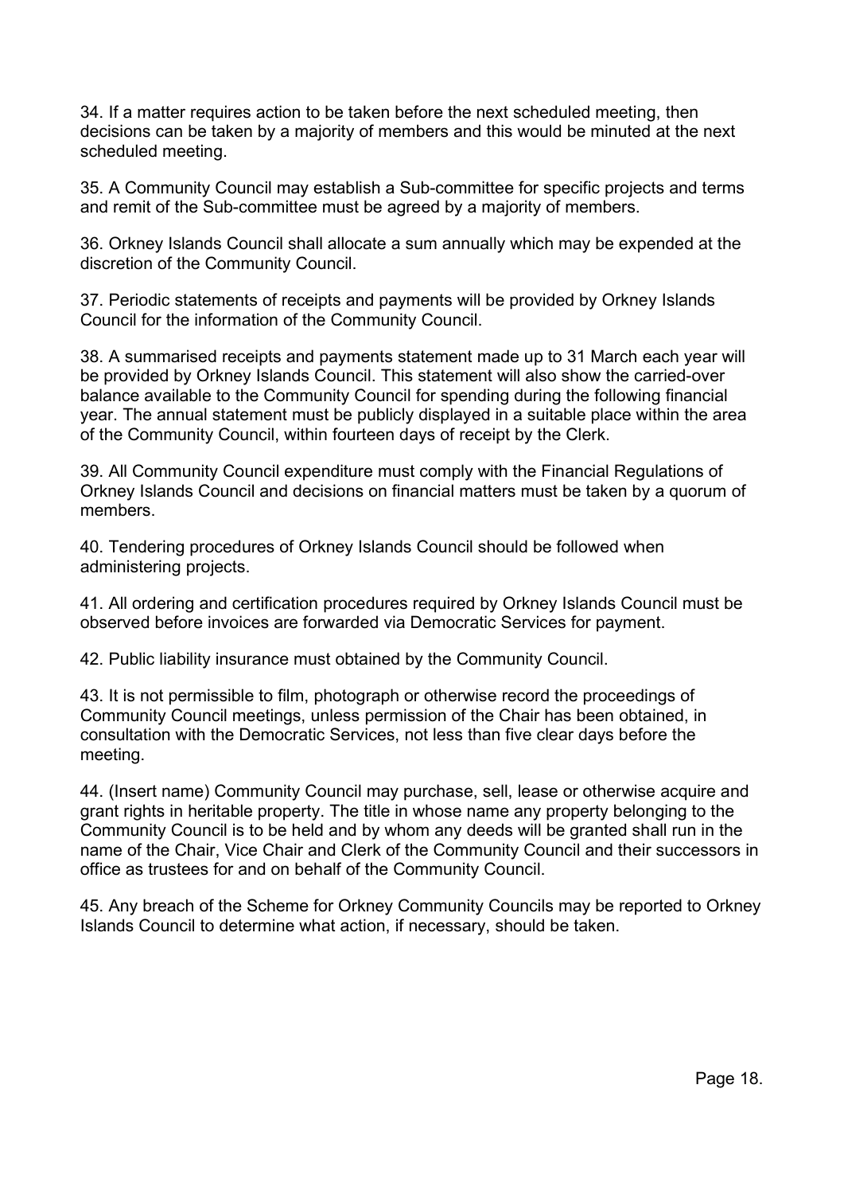34. If a matter requires action to be taken before the next scheduled meeting, then decisions can be taken by a majority of members and this would be minuted at the next scheduled meeting.

35. A Community Council may establish a Sub-committee for specific projects and terms and remit of the Sub-committee must be agreed by a majority of members.

36. Orkney Islands Council shall allocate a sum annually which may be expended at the discretion of the Community Council.

37. Periodic statements of receipts and payments will be provided by Orkney Islands Council for the information of the Community Council.

38. A summarised receipts and payments statement made up to 31 March each year will be provided by Orkney Islands Council. This statement will also show the carried-over balance available to the Community Council for spending during the following financial year. The annual statement must be publicly displayed in a suitable place within the area of the Community Council, within fourteen days of receipt by the Clerk.

39. All Community Council expenditure must comply with the Financial Regulations of Orkney Islands Council and decisions on financial matters must be taken by a quorum of members.

40. Tendering procedures of Orkney Islands Council should be followed when administering projects.

41. All ordering and certification procedures required by Orkney Islands Council must be observed before invoices are forwarded via Democratic Services for payment.

42. Public liability insurance must obtained by the Community Council.

43. It is not permissible to film, photograph or otherwise record the proceedings of Community Council meetings, unless permission of the Chair has been obtained, in consultation with the Democratic Services, not less than five clear days before the meeting.

44. (Insert name) Community Council may purchase, sell, lease or otherwise acquire and grant rights in heritable property. The title in whose name any property belonging to the Community Council is to be held and by whom any deeds will be granted shall run in the name of the Chair, Vice Chair and Clerk of the Community Council and their successors in office as trustees for and on behalf of the Community Council.

45. Any breach of the Scheme for Orkney Community Councils may be reported to Orkney Islands Council to determine what action, if necessary, should be taken.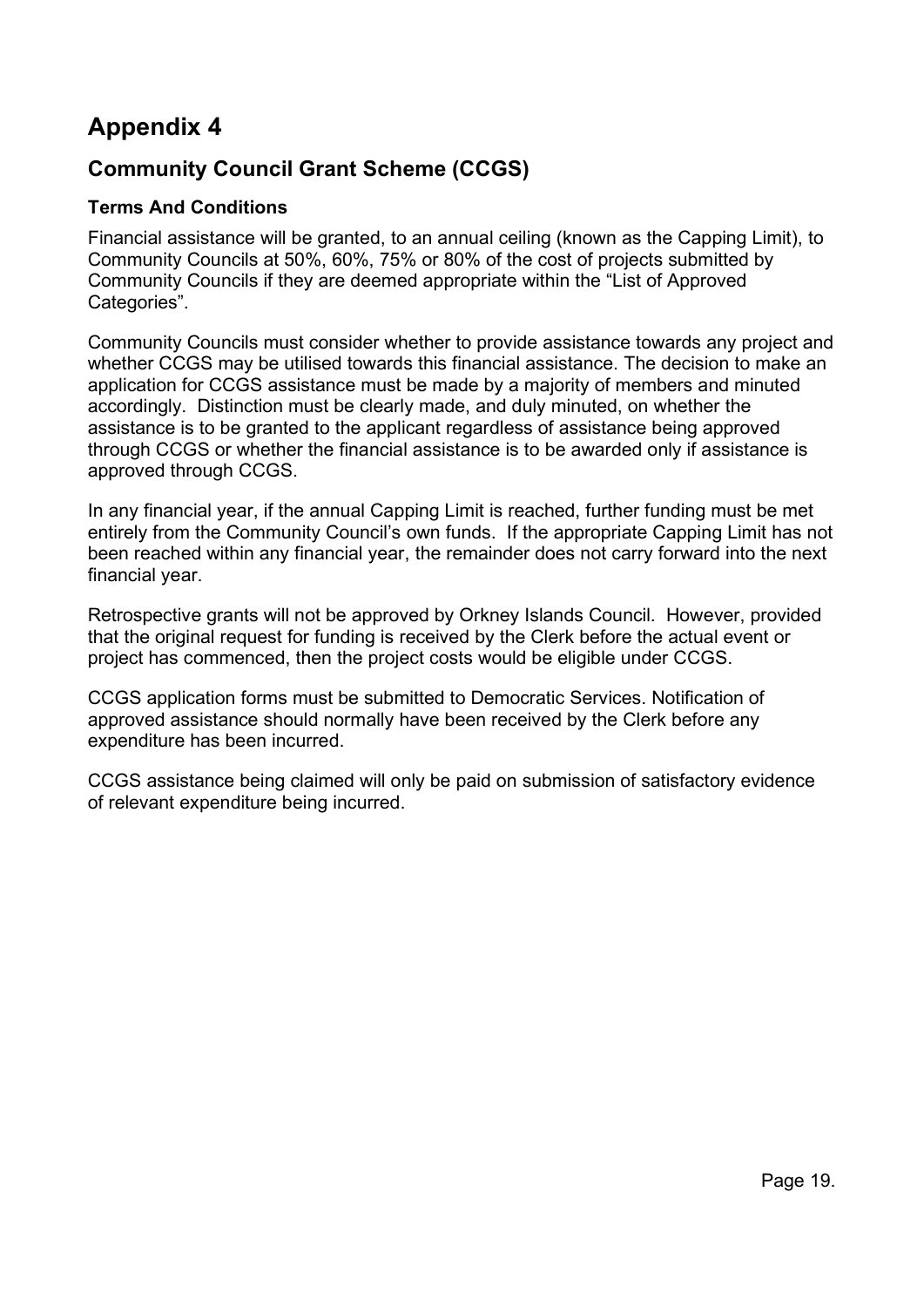# Appendix 4

## Community Council Grant Scheme (CCGS)

### Terms And Conditions

Financial assistance will be granted, to an annual ceiling (known as the Capping Limit), to Community Councils at 50%, 60%, 75% or 80% of the cost of projects submitted by Community Councils if they are deemed appropriate within the "List of Approved Categories".

Community Councils must consider whether to provide assistance towards any project and whether CCGS may be utilised towards this financial assistance. The decision to make an application for CCGS assistance must be made by a majority of members and minuted accordingly. Distinction must be clearly made, and duly minuted, on whether the assistance is to be granted to the applicant regardless of assistance being approved through CCGS or whether the financial assistance is to be awarded only if assistance is approved through CCGS.

In any financial year, if the annual Capping Limit is reached, further funding must be met entirely from the Community Council's own funds. If the appropriate Capping Limit has not been reached within any financial year, the remainder does not carry forward into the next financial year.

Retrospective grants will not be approved by Orkney Islands Council. However, provided that the original request for funding is received by the Clerk before the actual event or project has commenced, then the project costs would be eligible under CCGS.

CCGS application forms must be submitted to Democratic Services. Notification of approved assistance should normally have been received by the Clerk before any expenditure has been incurred.

CCGS assistance being claimed will only be paid on submission of satisfactory evidence of relevant expenditure being incurred.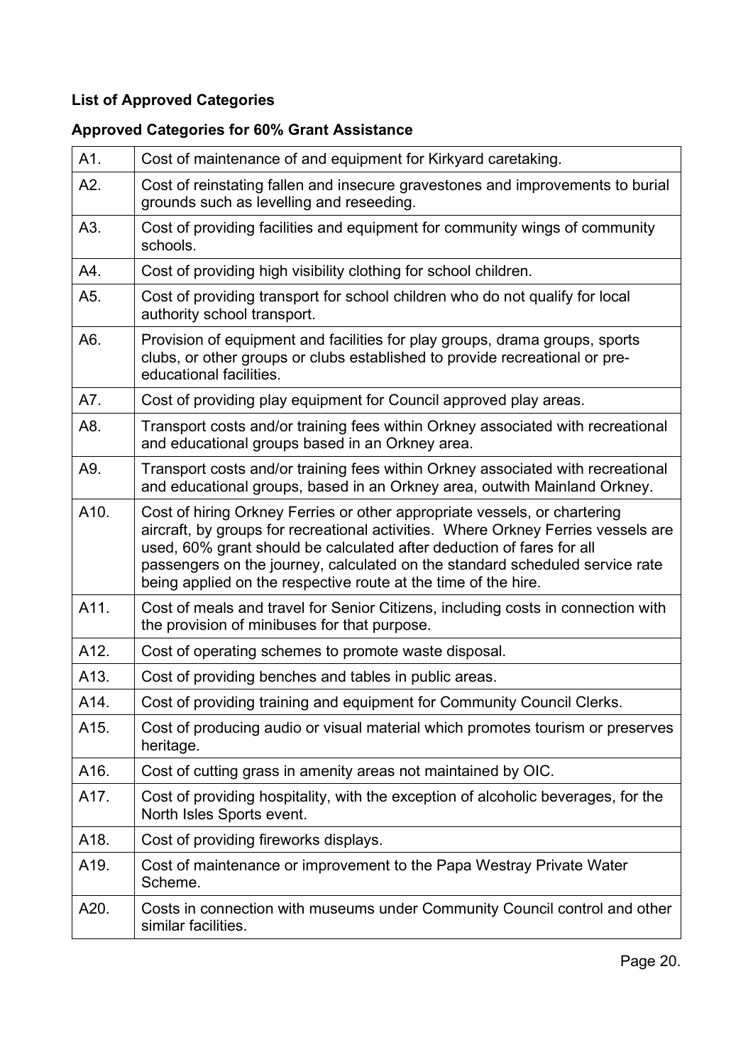**List of Approved Categories**

**Approved Categories for 60% Grant Assistance**

| | |
|---|---|
| A1. | Cost of maintenance of and equipment for Kirkyard caretaking. |
| A2. | Cost of reinstating fallen and insecure gravestones and improvements to burial grounds such as levelling and reseeding. |
| A3. | Cost of providing facilities and equipment for community wings of community schools. |
| A4. | Cost of providing high visibility clothing for school children. |
| A5. | Cost of providing transport for school children who do not qualify for local authority school transport. |
| A6. | Provision of equipment and facilities for play groups, drama groups, sports clubs, or other groups or clubs established to provide recreational or pre-educational facilities. |
| A7. | Cost of providing play equipment for Council approved play areas. |
| A8. | Transport costs and/or training fees within Orkney associated with recreational and educational groups based in an Orkney area. |
| A9. | Transport costs and/or training fees within Orkney associated with recreational and educational groups, based in an Orkney area, outwith Mainland Orkney. |
| A10. | Cost of hiring Orkney Ferries or other appropriate vessels, or chartering aircraft, by groups for recreational activities. Where Orkney Ferries vessels are used, 60% grant should be calculated after deduction of fares for all passengers on the journey, calculated on the standard scheduled service rate being applied on the respective route at the time of the hire. |
| A11. | Cost of meals and travel for Senior Citizens, including costs in connection with the provision of minibuses for that purpose. |
| A12. | Cost of operating schemes to promote waste disposal. |
| A13. | Cost of providing benches and tables in public areas. |
| A14. | Cost of providing training and equipment for Community Council Clerks. |
| A15. | Cost of producing audio or visual material which promotes tourism or preserves heritage. |
| A16. | Cost of cutting grass in amenity areas not maintained by OIC. |
| A17. | Cost of providing hospitality, with the exception of alcoholic beverages, for the North Isles Sports event. |
| A18. | Cost of providing fireworks displays. |
| A19. | Cost of maintenance or improvement to the Papa Westray Private Water Scheme. |
| A20. | Costs in connection with museums under Community Council control and other similar facilities. |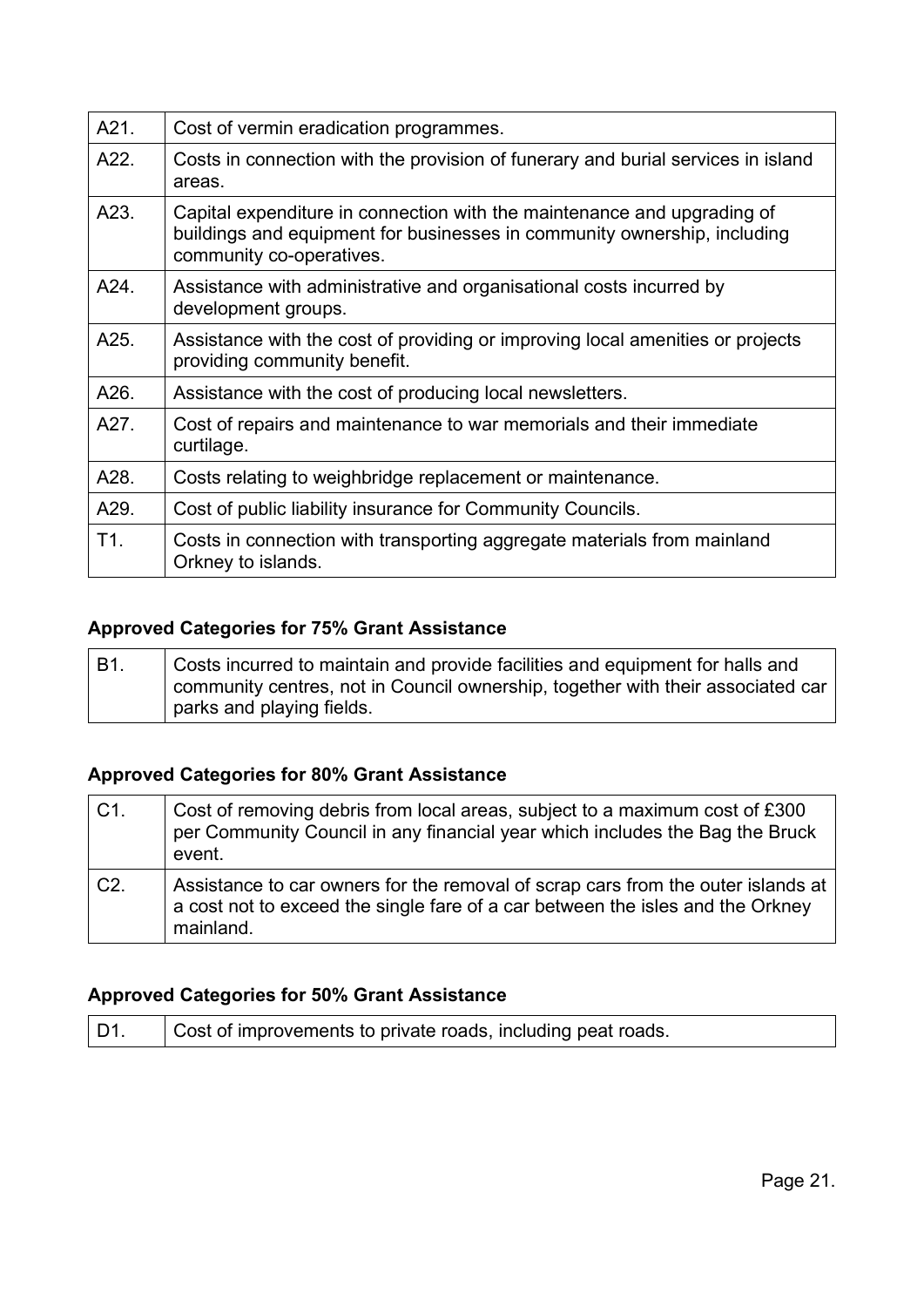| | |
|---|---|
| A21. | Cost of vermin eradication programmes. |
| A22. | Costs in connection with the provision of funerary and burial services in island areas. |
| A23. | Capital expenditure in connection with the maintenance and upgrading of buildings and equipment for businesses in community ownership, including community co-operatives. |
| A24. | Assistance with administrative and organisational costs incurred by development groups. |
| A25. | Assistance with the cost of providing or improving local amenities or projects providing community benefit. |
| A26. | Assistance with the cost of producing local newsletters. |
| A27. | Cost of repairs and maintenance to war memorials and their immediate curtilage. |
| A28. | Costs relating to weighbridge replacement or maintenance. |
| A29. | Cost of public liability insurance for Community Councils. |
| T1. | Costs in connection with transporting aggregate materials from mainland Orkney to islands. |

**Approved Categories for 75% Grant Assistance**

| | |
|---|---|
| B1. | Costs incurred to maintain and provide facilities and equipment for halls and community centres, not in Council ownership, together with their associated car parks and playing fields. |

**Approved Categories for 80% Grant Assistance**

| | |
|---|---|
| C1. | Cost of removing debris from local areas, subject to a maximum cost of £300 per Community Council in any financial year which includes the Bag the Bruck event. |
| C2. | Assistance to car owners for the removal of scrap cars from the outer islands at a cost not to exceed the single fare of a car between the isles and the Orkney mainland. |

**Approved Categories for 50% Grant Assistance**

| | |
|---|---|
| D1. | Cost of improvements to private roads, including peat roads. |